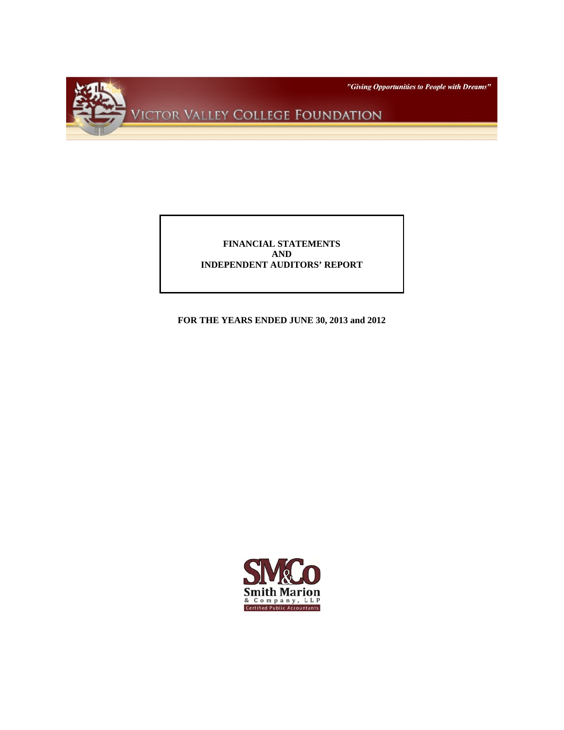*"Giving Opportunities to People with Dreams"*

# VICTOR VALLEY COLLEGE FOUNDATION

**FINANCIAL STATEMENTS**
**AND**
**INDEPENDENT AUDITORS' REPORT**

**FOR THE YEARS ENDED JUNE 30, 2013 and 2012**

SM&Co
Smith Marion
& Company, LLP
Certified Public Accountants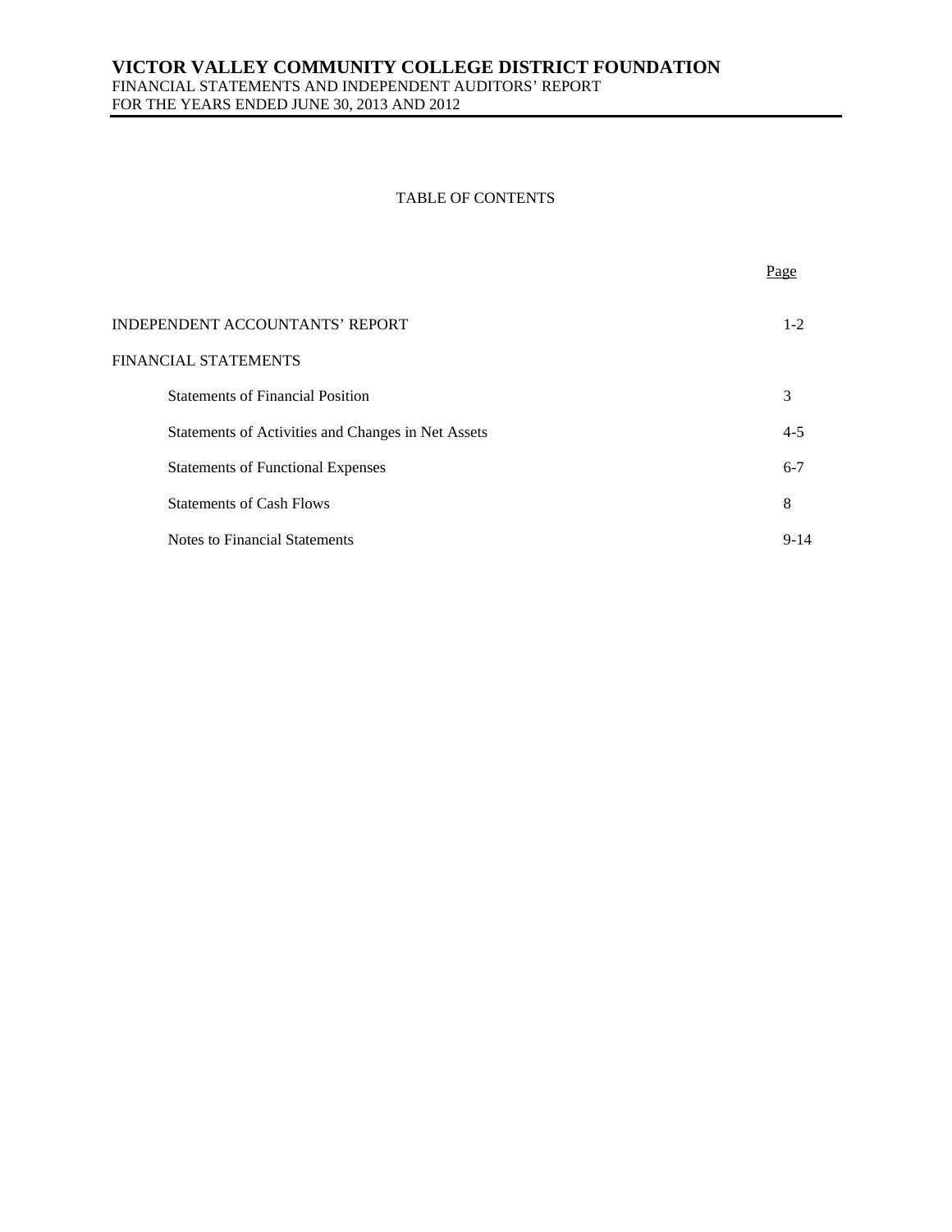# VICTOR VALLEY COMMUNITY COLLEGE DISTRICT FOUNDATION

FINANCIAL STATEMENTS AND INDEPENDENT AUDITORS' REPORT
FOR THE YEARS ENDED JUNE 30, 2013 AND 2012

TABLE OF CONTENTS

| | Page |
|---|---|
| INDEPENDENT ACCOUNTANTS' REPORT | 1-2 |
| FINANCIAL STATEMENTS | |
| Statements of Financial Position | 3 |
| Statements of Activities and Changes in Net Assets | 4-5 |
| Statements of Functional Expenses | 6-7 |
| Statements of Cash Flows | 8 |
| Notes to Financial Statements | 9-14 |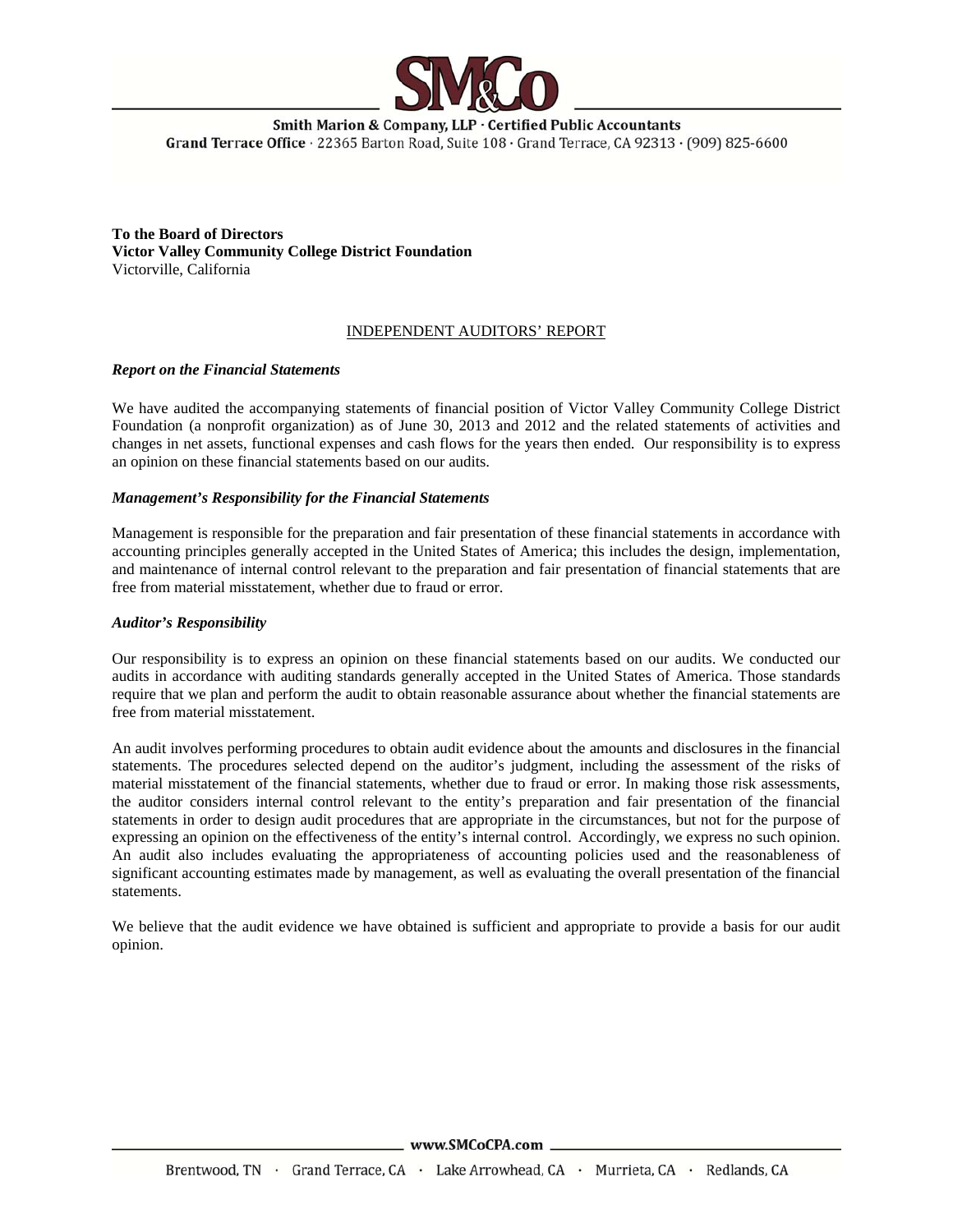Smith Marion & Company, LLP · Certified Public Accountants
Grand Terrace Office · 22365 Barton Road, Suite 108 · Grand Terrace, CA 92313 · (909) 825-6600

**To the Board of Directors**
**Victor Valley Community College District Foundation**
Victorville, California

## INDEPENDENT AUDITORS' REPORT

***Report on the Financial Statements***

We have audited the accompanying statements of financial position of Victor Valley Community College District Foundation (a nonprofit organization) as of June 30, 2013 and 2012 and the related statements of activities and changes in net assets, functional expenses and cash flows for the years then ended. Our responsibility is to express an opinion on these financial statements based on our audits.

***Management's Responsibility for the Financial Statements***

Management is responsible for the preparation and fair presentation of these financial statements in accordance with accounting principles generally accepted in the United States of America; this includes the design, implementation, and maintenance of internal control relevant to the preparation and fair presentation of financial statements that are free from material misstatement, whether due to fraud or error.

***Auditor's Responsibility***

Our responsibility is to express an opinion on these financial statements based on our audits. We conducted our audits in accordance with auditing standards generally accepted in the United States of America. Those standards require that we plan and perform the audit to obtain reasonable assurance about whether the financial statements are free from material misstatement.

An audit involves performing procedures to obtain audit evidence about the amounts and disclosures in the financial statements. The procedures selected depend on the auditor's judgment, including the assessment of the risks of material misstatement of the financial statements, whether due to fraud or error. In making those risk assessments, the auditor considers internal control relevant to the entity's preparation and fair presentation of the financial statements in order to design audit procedures that are appropriate in the circumstances, but not for the purpose of expressing an opinion on the effectiveness of the entity's internal control. Accordingly, we express no such opinion. An audit also includes evaluating the appropriateness of accounting policies used and the reasonableness of significant accounting estimates made by management, as well as evaluating the overall presentation of the financial statements.

We believe that the audit evidence we have obtained is sufficient and appropriate to provide a basis for our audit opinion.

www.SMCoCPA.com

Brentwood, TN · Grand Terrace, CA · Lake Arrowhead, CA · Murrieta, CA · Redlands, CA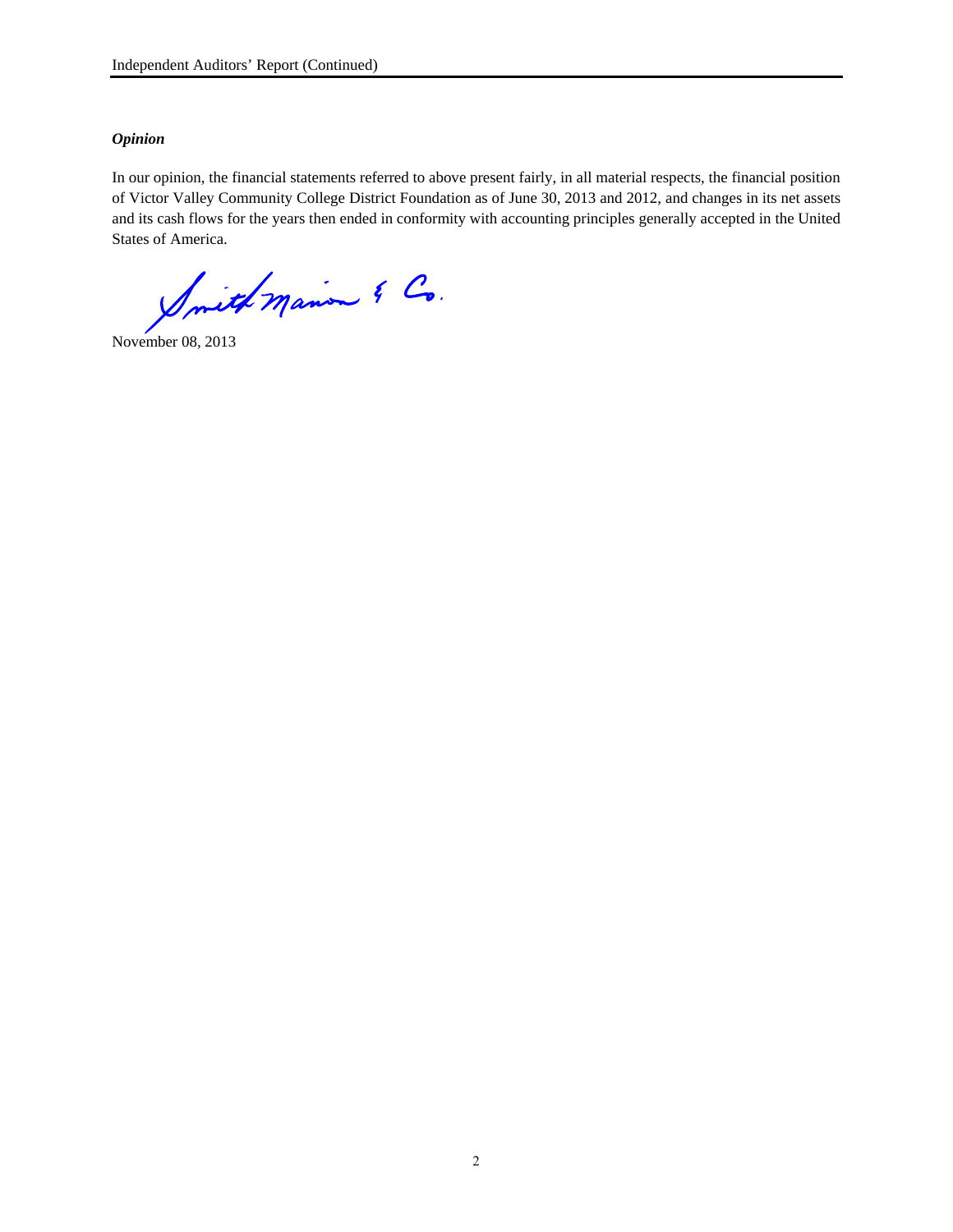### *Opinion*

In our opinion, the financial statements referred to above present fairly, in all material respects, the financial position of Victor Valley Community College District Foundation as of June 30, 2013 and 2012, and changes in its net assets and its cash flows for the years then ended in conformity with accounting principles generally accepted in the United States of America.

Smith Marion & Co.

November 08, 2013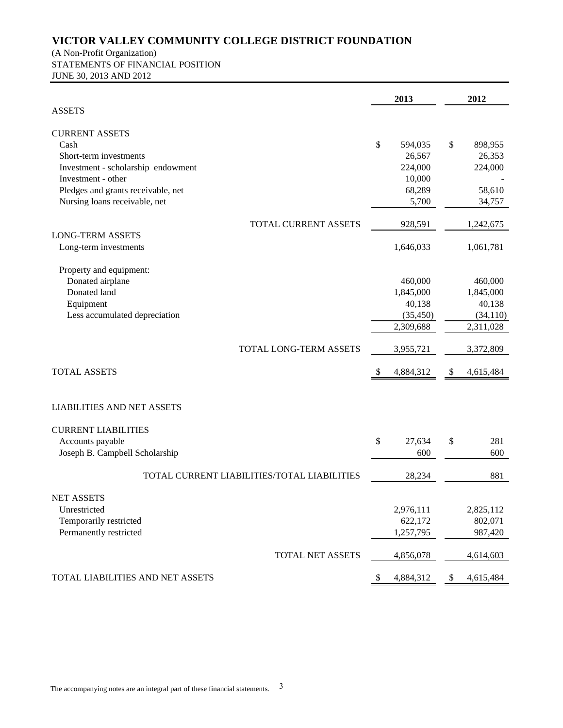# VICTOR VALLEY COMMUNITY COLLEGE DISTRICT FOUNDATION

(A Non-Profit Organization)
STATEMENTS OF FINANCIAL POSITION
JUNE 30, 2013 AND 2012

| | 2013 | 2012 |
|---|---|---|
| **ASSETS** | | |
| **CURRENT ASSETS** | | |
| Cash | $ 594,035 | $ 898,955 |
| Short-term investments | 26,567 | 26,353 |
| Investment - scholarship endowment | 224,000 | 224,000 |
| Investment - other | 10,000 | - |
| Pledges and grants receivable, net | 68,289 | 58,610 |
| Nursing loans receivable, net | 5,700 | 34,757 |
| TOTAL CURRENT ASSETS | 928,591 | 1,242,675 |
| **LONG-TERM ASSETS** | | |
| Long-term investments | 1,646,033 | 1,061,781 |
| Property and equipment: | | |
| Donated airplane | 460,000 | 460,000 |
| Donated land | 1,845,000 | 1,845,000 |
| Equipment | 40,138 | 40,138 |
| Less accumulated depreciation | (35,450) | (34,110) |
| | 2,309,688 | 2,311,028 |
| TOTAL LONG-TERM ASSETS | 3,955,721 | 3,372,809 |
| **TOTAL ASSETS** | $ 4,884,312 | $ 4,615,484 |
| **LIABILITIES AND NET ASSETS** | | |
| **CURRENT LIABILITIES** | | |
| Accounts payable | $ 27,634 | $ 281 |
| Joseph B. Campbell Scholarship | 600 | 600 |
| TOTAL CURRENT LIABILITIES/TOTAL LIABILITIES | 28,234 | 881 |
| **NET ASSETS** | | |
| Unrestricted | 2,976,111 | 2,825,112 |
| Temporarily restricted | 622,172 | 802,071 |
| Permanently restricted | 1,257,795 | 987,420 |
| TOTAL NET ASSETS | 4,856,078 | 4,614,603 |
| **TOTAL LIABILITIES AND NET ASSETS** | $ 4,884,312 | $ 4,615,484 |

The accompanying notes are an integral part of these financial statements.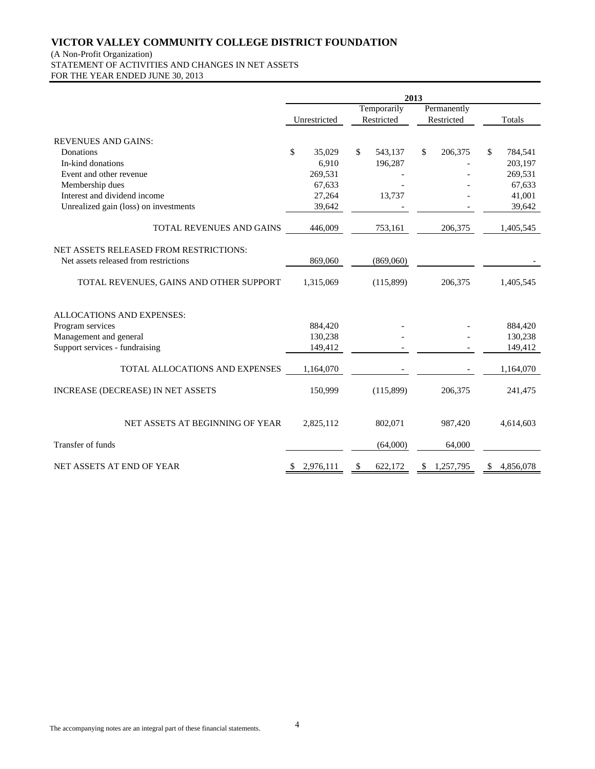# VICTOR VALLEY COMMUNITY COLLEGE DISTRICT FOUNDATION

(A Non-Profit Organization)
STATEMENT OF ACTIVITIES AND CHANGES IN NET ASSETS
FOR THE YEAR ENDED JUNE 30, 2013

| | 2013 | | | |
|---|---|---|---|---|
| | Unrestricted | Temporarily Restricted | Permanently Restricted | Totals |
| **REVENUES AND GAINS:** | | | | |
| Donations | $ 35,029 | $ 543,137 | $ 206,375 | $ 784,541 |
| In-kind donations | 6,910 | 196,287 | - | 203,197 |
| Event and other revenue | 269,531 | - | - | 269,531 |
| Membership dues | 67,633 | - | - | 67,633 |
| Interest and dividend income | 27,264 | 13,737 | - | 41,001 |
| Unrealized gain (loss) on investments | 39,642 | - | - | 39,642 |
| TOTAL REVENUES AND GAINS | 446,009 | 753,161 | 206,375 | 1,405,545 |
| **NET ASSETS RELEASED FROM RESTRICTIONS:** | | | | |
| Net assets released from restrictions | 869,060 | (869,060) | | - |
| TOTAL REVENUES, GAINS AND OTHER SUPPORT | 1,315,069 | (115,899) | 206,375 | 1,405,545 |
| **ALLOCATIONS AND EXPENSES:** | | | | |
| Program services | 884,420 | - | - | 884,420 |
| Management and general | 130,238 | - | - | 130,238 |
| Support services - fundraising | 149,412 | - | - | 149,412 |
| TOTAL ALLOCATIONS AND EXPENSES | 1,164,070 | - | - | 1,164,070 |
| INCREASE (DECREASE) IN NET ASSETS | 150,999 | (115,899) | 206,375 | 241,475 |
| NET ASSETS AT BEGINNING OF YEAR | 2,825,112 | 802,071 | 987,420 | 4,614,603 |
| Transfer of funds | | (64,000) | 64,000 | |
| NET ASSETS AT END OF YEAR | $ 2,976,111 | $ 622,172 | $ 1,257,795 | $ 4,856,078 |

The accompanying notes are an integral part of these financial statements.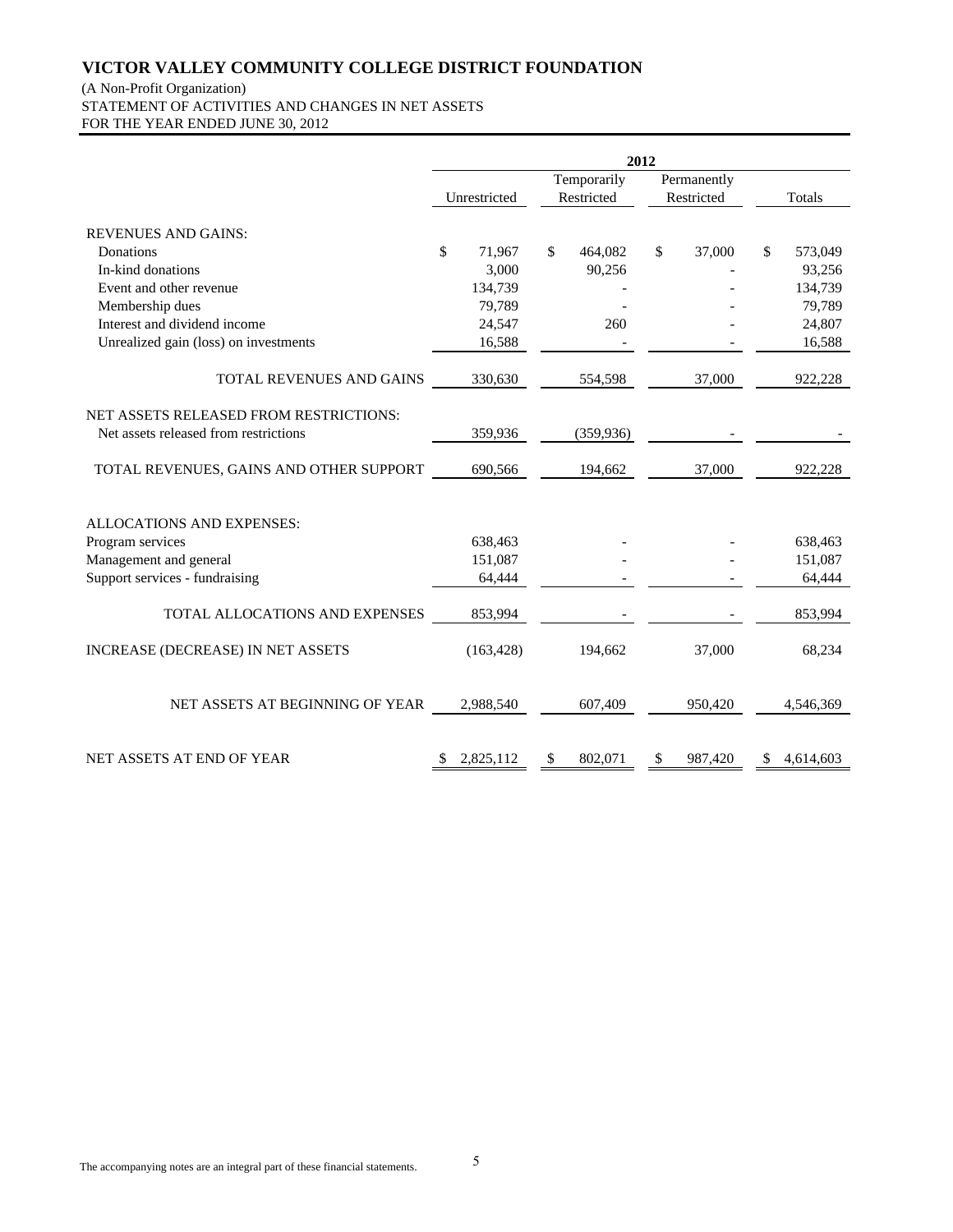# VICTOR VALLEY COMMUNITY COLLEGE DISTRICT FOUNDATION

(A Non-Profit Organization)
STATEMENT OF ACTIVITIES AND CHANGES IN NET ASSETS
FOR THE YEAR ENDED JUNE 30, 2012

| | 2012 | | | |
|---|---|---|---|---|
| | Unrestricted | Temporarily Restricted | Permanently Restricted | Totals |
| REVENUES AND GAINS: | | | | |
| Donations | $ 71,967 | $ 464,082 | $ 37,000 | $ 573,049 |
| In-kind donations | 3,000 | 90,256 | - | 93,256 |
| Event and other revenue | 134,739 | - | - | 134,739 |
| Membership dues | 79,789 | - | - | 79,789 |
| Interest and dividend income | 24,547 | 260 | - | 24,807 |
| Unrealized gain (loss) on investments | 16,588 | - | - | 16,588 |
| TOTAL REVENUES AND GAINS | 330,630 | 554,598 | 37,000 | 922,228 |
| NET ASSETS RELEASED FROM RESTRICTIONS: | | | | |
| Net assets released from restrictions | 359,936 | (359,936) | - | - |
| TOTAL REVENUES, GAINS AND OTHER SUPPORT | 690,566 | 194,662 | 37,000 | 922,228 |
| ALLOCATIONS AND EXPENSES: | | | | |
| Program services | 638,463 | - | - | 638,463 |
| Management and general | 151,087 | - | - | 151,087 |
| Support services - fundraising | 64,444 | - | - | 64,444 |
| TOTAL ALLOCATIONS AND EXPENSES | 853,994 | - | - | 853,994 |
| INCREASE (DECREASE) IN NET ASSETS | (163,428) | 194,662 | 37,000 | 68,234 |
| NET ASSETS AT BEGINNING OF YEAR | 2,988,540 | 607,409 | 950,420 | 4,546,369 |
| NET ASSETS AT END OF YEAR | $ 2,825,112 | $ 802,071 | $ 987,420 | $ 4,614,603 |

The accompanying notes are an integral part of these financial statements.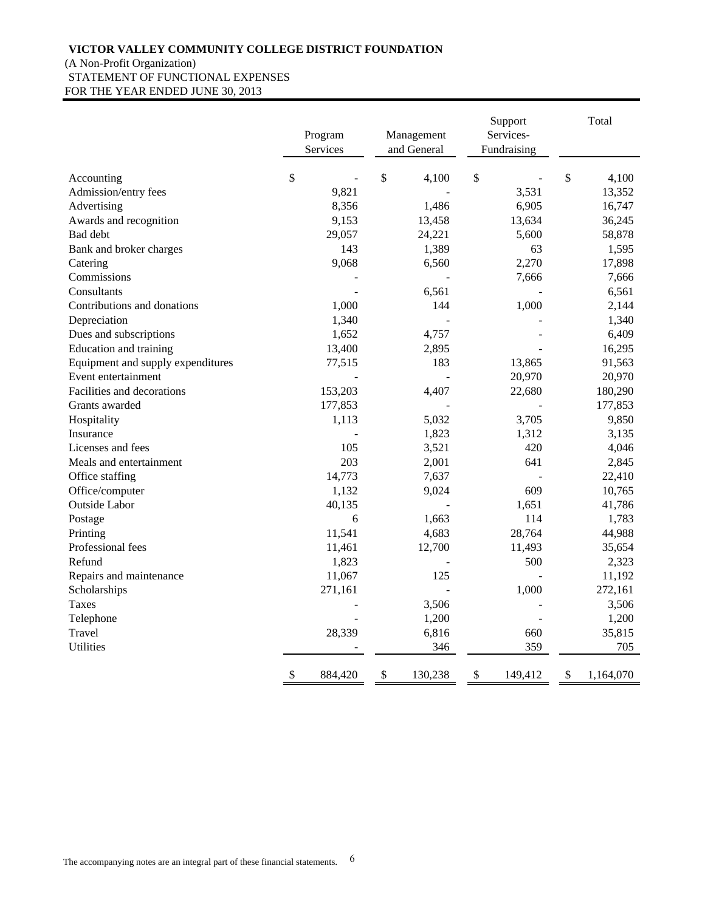**VICTOR VALLEY COMMUNITY COLLEGE DISTRICT FOUNDATION**
(A Non-Profit Organization)
STATEMENT OF FUNCTIONAL EXPENSES
FOR THE YEAR ENDED JUNE 30, 2013

| | Program Services | Management and General | Support Services- Fundraising | Total |
|---|---|---|---|---|
| Accounting | $ - | $ 4,100 | $ - | $ 4,100 |
| Admission/entry fees | 9,821 | - | 3,531 | 13,352 |
| Advertising | 8,356 | 1,486 | 6,905 | 16,747 |
| Awards and recognition | 9,153 | 13,458 | 13,634 | 36,245 |
| Bad debt | 29,057 | 24,221 | 5,600 | 58,878 |
| Bank and broker charges | 143 | 1,389 | 63 | 1,595 |
| Catering | 9,068 | 6,560 | 2,270 | 17,898 |
| Commissions | - | - | 7,666 | 7,666 |
| Consultants | - | 6,561 | - | 6,561 |
| Contributions and donations | 1,000 | 144 | 1,000 | 2,144 |
| Depreciation | 1,340 | - | - | 1,340 |
| Dues and subscriptions | 1,652 | 4,757 | - | 6,409 |
| Education and training | 13,400 | 2,895 | - | 16,295 |
| Equipment and supply expenditures | 77,515 | 183 | 13,865 | 91,563 |
| Event entertainment | - | - | 20,970 | 20,970 |
| Facilities and decorations | 153,203 | 4,407 | 22,680 | 180,290 |
| Grants awarded | 177,853 | - | - | 177,853 |
| Hospitality | 1,113 | 5,032 | 3,705 | 9,850 |
| Insurance | - | 1,823 | 1,312 | 3,135 |
| Licenses and fees | 105 | 3,521 | 420 | 4,046 |
| Meals and entertainment | 203 | 2,001 | 641 | 2,845 |
| Office staffing | 14,773 | 7,637 | - | 22,410 |
| Office/computer | 1,132 | 9,024 | 609 | 10,765 |
| Outside Labor | 40,135 | - | 1,651 | 41,786 |
| Postage | 6 | 1,663 | 114 | 1,783 |
| Printing | 11,541 | 4,683 | 28,764 | 44,988 |
| Professional fees | 11,461 | 12,700 | 11,493 | 35,654 |
| Refund | 1,823 | - | 500 | 2,323 |
| Repairs and maintenance | 11,067 | 125 | - | 11,192 |
| Scholarships | 271,161 | - | 1,000 | 272,161 |
| Taxes | - | 3,506 | - | 3,506 |
| Telephone | - | 1,200 | - | 1,200 |
| Travel | 28,339 | 6,816 | 660 | 35,815 |
| Utilities | - | 346 | 359 | 705 |
| | $ 884,420 | $ 130,238 | $ 149,412 | $ 1,164,070 |

The accompanying notes are an integral part of these financial statements.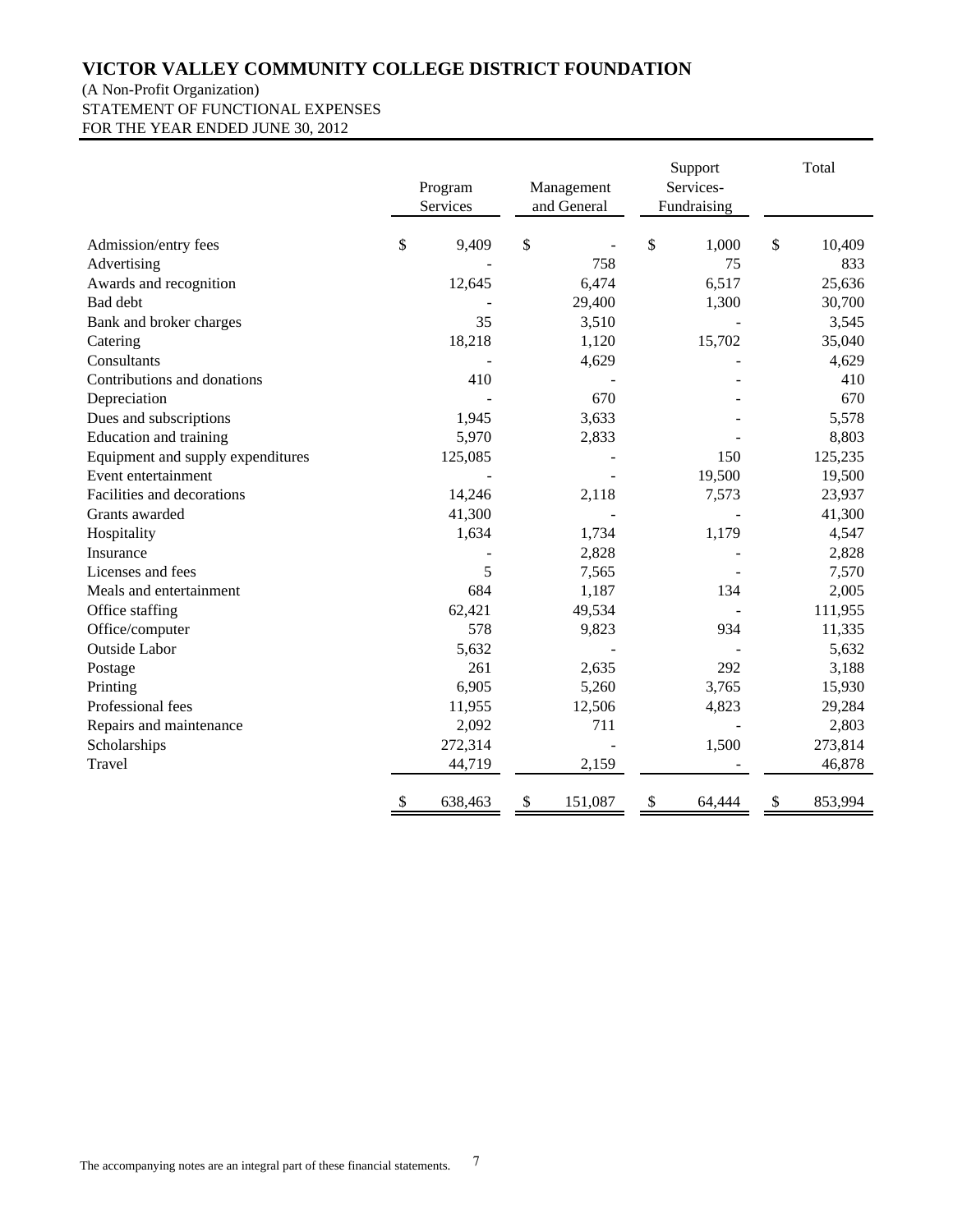# VICTOR VALLEY COMMUNITY COLLEGE DISTRICT FOUNDATION

(A Non-Profit Organization)
STATEMENT OF FUNCTIONAL EXPENSES
FOR THE YEAR ENDED JUNE 30, 2012

| | Program Services | Management and General | Support Services- Fundraising | Total |
|---|---|---|---|---|
| Admission/entry fees | $ 9,409 | $ - | $ 1,000 | $ 10,409 |
| Advertising | - | 758 | 75 | 833 |
| Awards and recognition | 12,645 | 6,474 | 6,517 | 25,636 |
| Bad debt | - | 29,400 | 1,300 | 30,700 |
| Bank and broker charges | 35 | 3,510 | - | 3,545 |
| Catering | 18,218 | 1,120 | 15,702 | 35,040 |
| Consultants | - | 4,629 | - | 4,629 |
| Contributions and donations | 410 | - | - | 410 |
| Depreciation | - | 670 | - | 670 |
| Dues and subscriptions | 1,945 | 3,633 | - | 5,578 |
| Education and training | 5,970 | 2,833 | - | 8,803 |
| Equipment and supply expenditures | 125,085 | - | 150 | 125,235 |
| Event entertainment | - | - | 19,500 | 19,500 |
| Facilities and decorations | 14,246 | 2,118 | 7,573 | 23,937 |
| Grants awarded | 41,300 | - | - | 41,300 |
| Hospitality | 1,634 | 1,734 | 1,179 | 4,547 |
| Insurance | - | 2,828 | - | 2,828 |
| Licenses and fees | 5 | 7,565 | - | 7,570 |
| Meals and entertainment | 684 | 1,187 | 134 | 2,005 |
| Office staffing | 62,421 | 49,534 | - | 111,955 |
| Office/computer | 578 | 9,823 | 934 | 11,335 |
| Outside Labor | 5,632 | - | - | 5,632 |
| Postage | 261 | 2,635 | 292 | 3,188 |
| Printing | 6,905 | 5,260 | 3,765 | 15,930 |
| Professional fees | 11,955 | 12,506 | 4,823 | 29,284 |
| Repairs and maintenance | 2,092 | 711 | - | 2,803 |
| Scholarships | 272,314 | - | 1,500 | 273,814 |
| Travel | 44,719 | 2,159 | - | 46,878 |
| | $ 638,463 | $ 151,087 | $ 64,444 | $ 853,994 |

The accompanying notes are an integral part of these financial statements.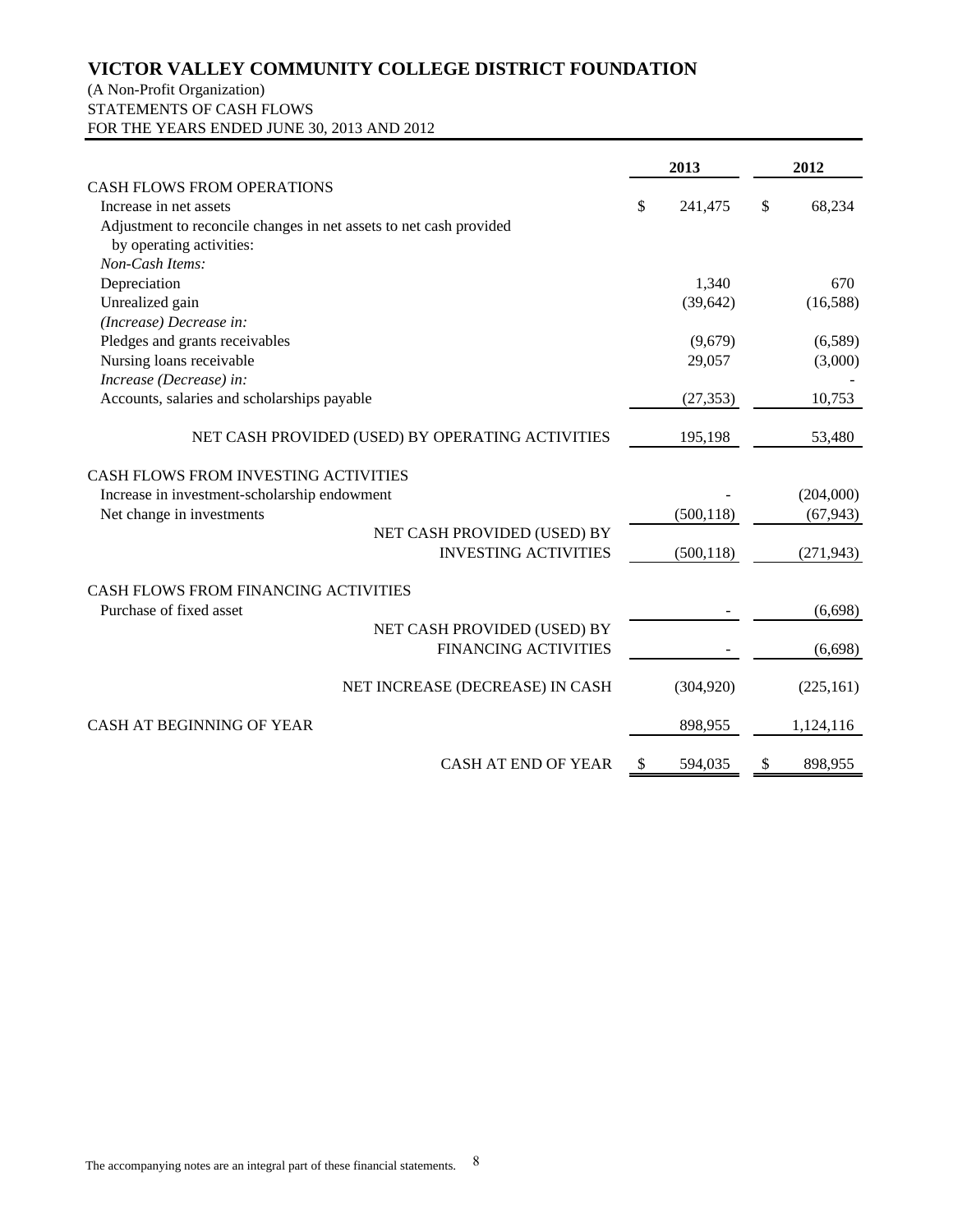# VICTOR VALLEY COMMUNITY COLLEGE DISTRICT FOUNDATION

(A Non-Profit Organization)
STATEMENTS OF CASH FLOWS
FOR THE YEARS ENDED JUNE 30, 2013 AND 2012

| | 2013 | 2012 |
|---|---|---|
| CASH FLOWS FROM OPERATIONS | | |
| Increase in net assets | $ 241,475 | $ 68,234 |
| Adjustment to reconcile changes in net assets to net cash provided by operating activities: | | |
| *Non-Cash Items:* | | |
| Depreciation | 1,340 | 670 |
| Unrealized gain | (39,642) | (16,588) |
| *(Increase) Decrease in:* | | |
| Pledges and grants receivables | (9,679) | (6,589) |
| Nursing loans receivable | 29,057 | (3,000) |
| *Increase (Decrease) in:* | | - |
| Accounts, salaries and scholarships payable | (27,353) | 10,753 |
| NET CASH PROVIDED (USED) BY OPERATING ACTIVITIES | 195,198 | 53,480 |
| CASH FLOWS FROM INVESTING ACTIVITIES | | |
| Increase in investment-scholarship endowment | - | (204,000) |
| Net change in investments | (500,118) | (67,943) |
| NET CASH PROVIDED (USED) BY INVESTING ACTIVITIES | (500,118) | (271,943) |
| CASH FLOWS FROM FINANCING ACTIVITIES | | |
| Purchase of fixed asset | - | (6,698) |
| NET CASH PROVIDED (USED) BY FINANCING ACTIVITIES | - | (6,698) |
| NET INCREASE (DECREASE) IN CASH | (304,920) | (225,161) |
| CASH AT BEGINNING OF YEAR | 898,955 | 1,124,116 |
| CASH AT END OF YEAR | $ 594,035 | $ 898,955 |

The accompanying notes are an integral part of these financial statements.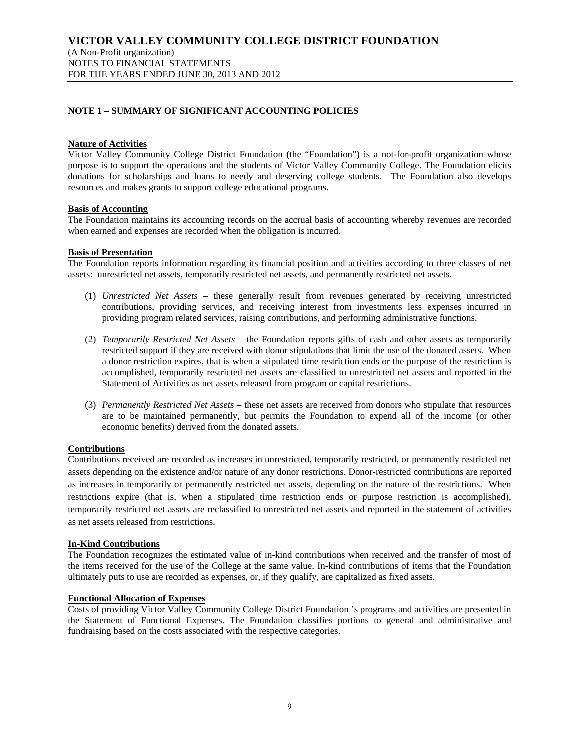# VICTOR VALLEY COMMUNITY COLLEGE DISTRICT FOUNDATION

(A Non-Profit organization)
NOTES TO FINANCIAL STATEMENTS
FOR THE YEARS ENDED JUNE 30, 2013 AND 2012

## NOTE 1 – SUMMARY OF SIGNIFICANT ACCOUNTING POLICIES

**Nature of Activities**

Victor Valley Community College District Foundation (the "Foundation") is a not-for-profit organization whose purpose is to support the operations and the students of Victor Valley Community College. The Foundation elicits donations for scholarships and loans to needy and deserving college students. The Foundation also develops resources and makes grants to support college educational programs.

**Basis of Accounting**

The Foundation maintains its accounting records on the accrual basis of accounting whereby revenues are recorded when earned and expenses are recorded when the obligation is incurred.

**Basis of Presentation**

The Foundation reports information regarding its financial position and activities according to three classes of net assets: unrestricted net assets, temporarily restricted net assets, and permanently restricted net assets.

(1) *Unrestricted Net Assets* – these generally result from revenues generated by receiving unrestricted contributions, providing services, and receiving interest from investments less expenses incurred in providing program related services, raising contributions, and performing administrative functions.

(2) *Temporarily Restricted Net Assets* – the Foundation reports gifts of cash and other assets as temporarily restricted support if they are received with donor stipulations that limit the use of the donated assets. When a donor restriction expires, that is when a stipulated time restriction ends or the purpose of the restriction is accomplished, temporarily restricted net assets are classified to unrestricted net assets and reported in the Statement of Activities as net assets released from program or capital restrictions.

(3) *Permanently Restricted Net Assets* – these net assets are received from donors who stipulate that resources are to be maintained permanently, but permits the Foundation to expend all of the income (or other economic benefits) derived from the donated assets.

**Contributions**

Contributions received are recorded as increases in unrestricted, temporarily restricted, or permanently restricted net assets depending on the existence and/or nature of any donor restrictions. Donor-restricted contributions are reported as increases in temporarily or permanently restricted net assets, depending on the nature of the restrictions. When restrictions expire (that is, when a stipulated time restriction ends or purpose restriction is accomplished), temporarily restricted net assets are reclassified to unrestricted net assets and reported in the statement of activities as net assets released from restrictions.

**In-Kind Contributions**

The Foundation recognizes the estimated value of in-kind contributions when received and the transfer of most of the items received for the use of the College at the same value. In-kind contributions of items that the Foundation ultimately puts to use are recorded as expenses, or, if they qualify, are capitalized as fixed assets.

**Functional Allocation of Expenses**

Costs of providing Victor Valley Community College District Foundation 's programs and activities are presented in the Statement of Functional Expenses. The Foundation classifies portions to general and administrative and fundraising based on the costs associated with the respective categories.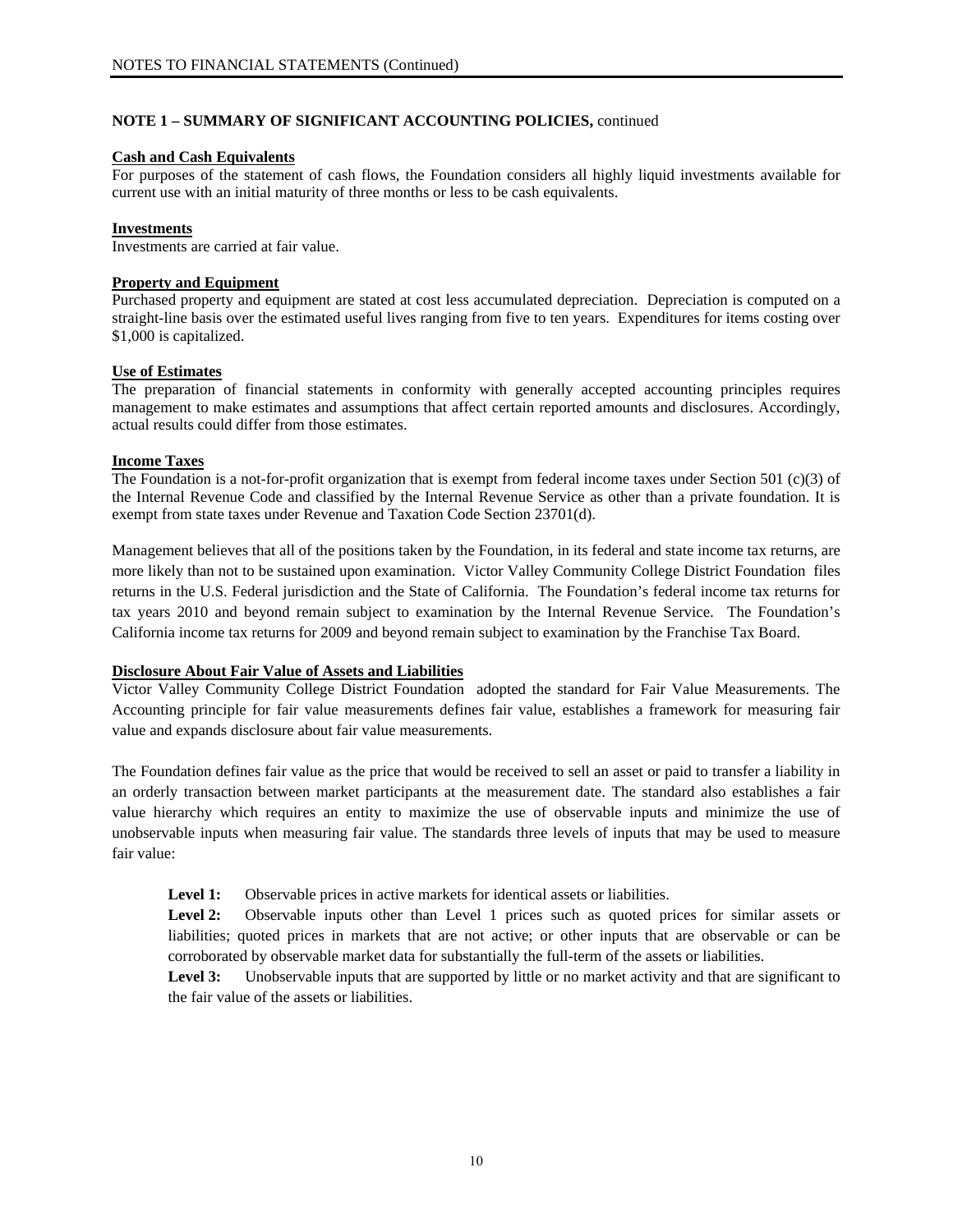**NOTE 1 – SUMMARY OF SIGNIFICANT ACCOUNTING POLICIES,** continued

**Cash and Cash Equivalents**

For purposes of the statement of cash flows, the Foundation considers all highly liquid investments available for current use with an initial maturity of three months or less to be cash equivalents.

**Investments**

Investments are carried at fair value.

**Property and Equipment**

Purchased property and equipment are stated at cost less accumulated depreciation. Depreciation is computed on a straight-line basis over the estimated useful lives ranging from five to ten years. Expenditures for items costing over $1,000 is capitalized.

**Use of Estimates**

The preparation of financial statements in conformity with generally accepted accounting principles requires management to make estimates and assumptions that affect certain reported amounts and disclosures. Accordingly, actual results could differ from those estimates.

**Income Taxes**

The Foundation is a not-for-profit organization that is exempt from federal income taxes under Section 501 (c)(3) of the Internal Revenue Code and classified by the Internal Revenue Service as other than a private foundation. It is exempt from state taxes under Revenue and Taxation Code Section 23701(d).

Management believes that all of the positions taken by the Foundation, in its federal and state income tax returns, are more likely than not to be sustained upon examination. Victor Valley Community College District Foundation files returns in the U.S. Federal jurisdiction and the State of California. The Foundation's federal income tax returns for tax years 2010 and beyond remain subject to examination by the Internal Revenue Service. The Foundation's California income tax returns for 2009 and beyond remain subject to examination by the Franchise Tax Board.

**Disclosure About Fair Value of Assets and Liabilities**

Victor Valley Community College District Foundation adopted the standard for Fair Value Measurements. The Accounting principle for fair value measurements defines fair value, establishes a framework for measuring fair value and expands disclosure about fair value measurements.

The Foundation defines fair value as the price that would be received to sell an asset or paid to transfer a liability in an orderly transaction between market participants at the measurement date. The standard also establishes a fair value hierarchy which requires an entity to maximize the use of observable inputs and minimize the use of unobservable inputs when measuring fair value. The standards three levels of inputs that may be used to measure fair value:

**Level 1:** Observable prices in active markets for identical assets or liabilities.

**Level 2:** Observable inputs other than Level 1 prices such as quoted prices for similar assets or liabilities; quoted prices in markets that are not active; or other inputs that are observable or can be corroborated by observable market data for substantially the full-term of the assets or liabilities.

**Level 3:** Unobservable inputs that are supported by little or no market activity and that are significant to the fair value of the assets or liabilities.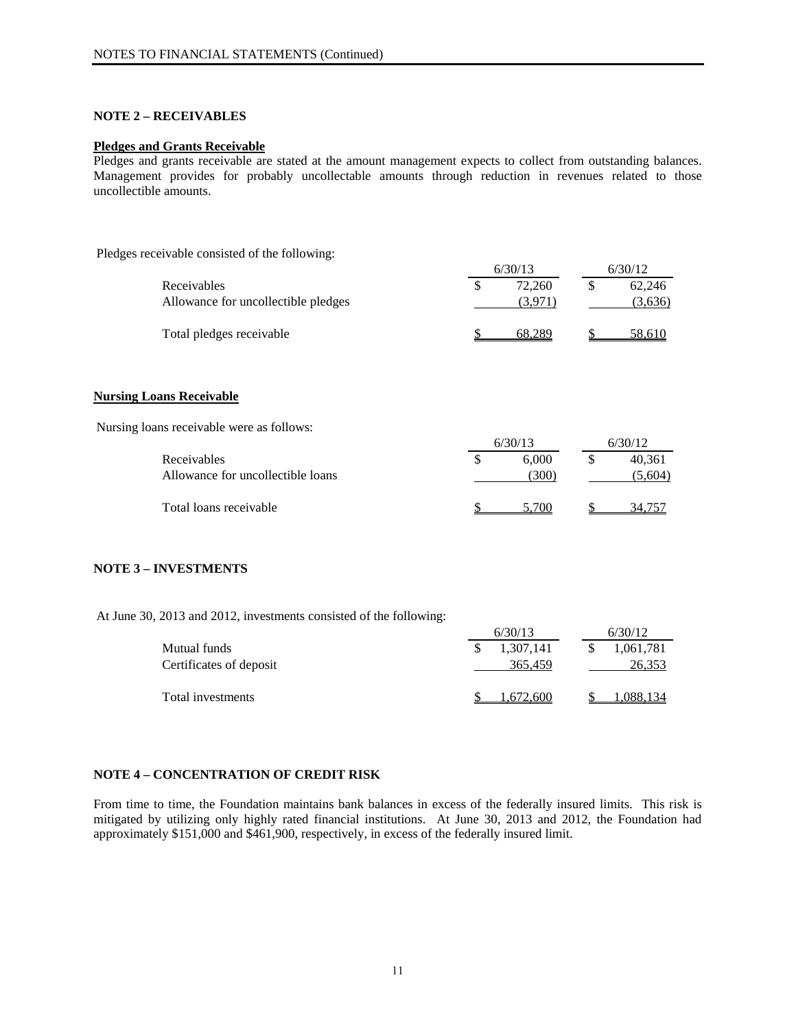## NOTE 2 – RECEIVABLES

**Pledges and Grants Receivable**

Pledges and grants receivable are stated at the amount management expects to collect from outstanding balances. Management provides for probably uncollectable amounts through reduction in revenues related to those uncollectible amounts.

Pledges receivable consisted of the following:

| | 6/30/13 | 6/30/12 |
|---|---|---|
| Receivables | $ 72,260 | $ 62,246 |
| Allowance for uncollectible pledges | (3,971) | (3,636) |
| Total pledges receivable | $ 68,289 | $ 58,610 |

**Nursing Loans Receivable**

Nursing loans receivable were as follows:

| | 6/30/13 | 6/30/12 |
|---|---|---|
| Receivables | $ 6,000 | $ 40,361 |
| Allowance for uncollectible loans | (300) | (5,604) |
| Total loans receivable | $ 5,700 | $ 34,757 |

## NOTE 3 – INVESTMENTS

At June 30, 2013 and 2012, investments consisted of the following:

| | 6/30/13 | 6/30/12 |
|---|---|---|
| Mutual funds | $ 1,307,141 | $ 1,061,781 |
| Certificates of deposit | 365,459 | 26,353 |
| Total investments | $ 1,672,600 | $ 1,088,134 |

## NOTE 4 – CONCENTRATION OF CREDIT RISK

From time to time, the Foundation maintains bank balances in excess of the federally insured limits. This risk is mitigated by utilizing only highly rated financial institutions. At June 30, 2013 and 2012, the Foundation had approximately $151,000 and $461,900, respectively, in excess of the federally insured limit.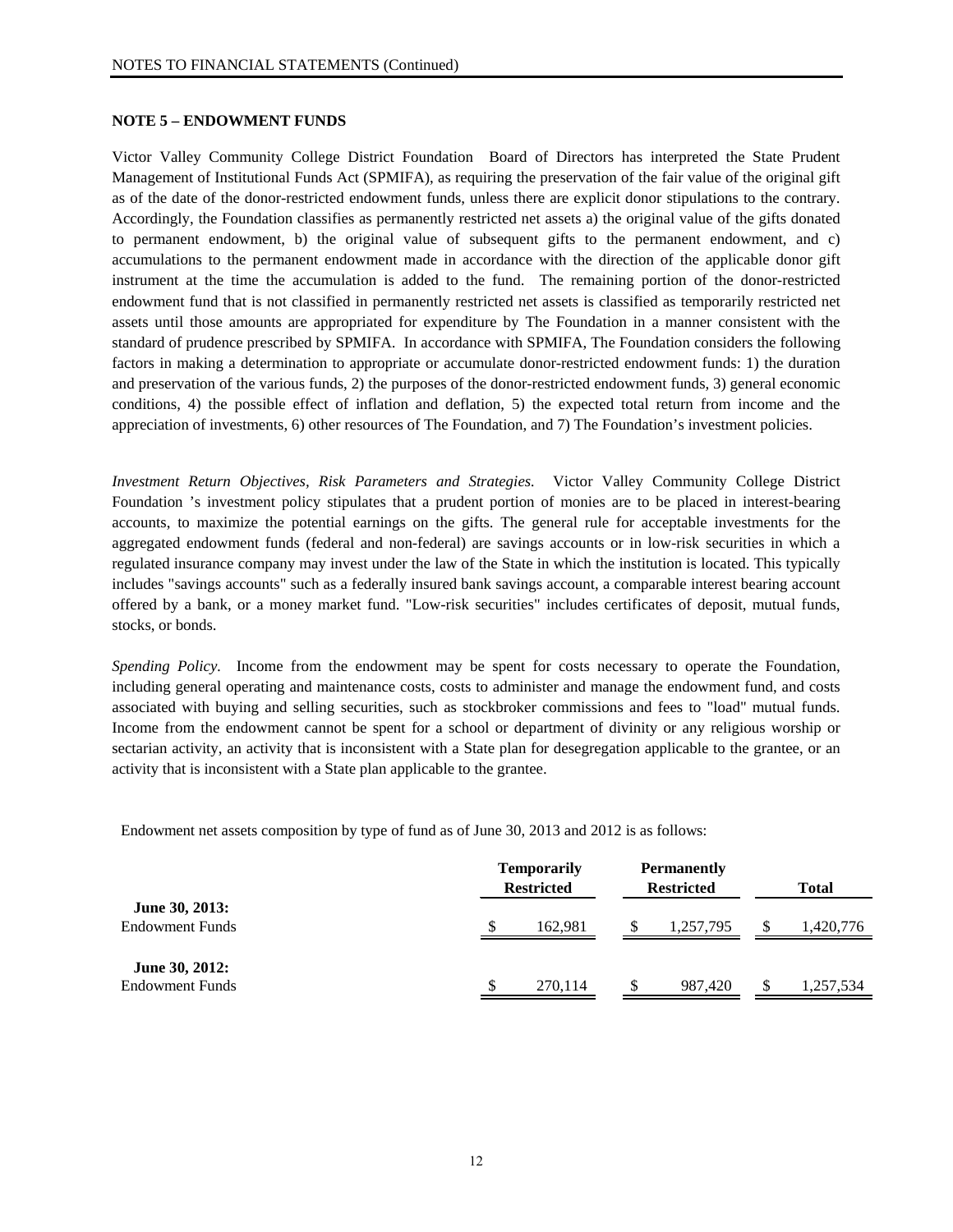## NOTE 5 – ENDOWMENT FUNDS

Victor Valley Community College District Foundation Board of Directors has interpreted the State Prudent Management of Institutional Funds Act (SPMIFA), as requiring the preservation of the fair value of the original gift as of the date of the donor-restricted endowment funds, unless there are explicit donor stipulations to the contrary. Accordingly, the Foundation classifies as permanently restricted net assets a) the original value of the gifts donated to permanent endowment, b) the original value of subsequent gifts to the permanent endowment, and c) accumulations to the permanent endowment made in accordance with the direction of the applicable donor gift instrument at the time the accumulation is added to the fund. The remaining portion of the donor-restricted endowment fund that is not classified in permanently restricted net assets is classified as temporarily restricted net assets until those amounts are appropriated for expenditure by The Foundation in a manner consistent with the standard of prudence prescribed by SPMIFA. In accordance with SPMIFA, The Foundation considers the following factors in making a determination to appropriate or accumulate donor-restricted endowment funds: 1) the duration and preservation of the various funds, 2) the purposes of the donor-restricted endowment funds, 3) general economic conditions, 4) the possible effect of inflation and deflation, 5) the expected total return from income and the appreciation of investments, 6) other resources of The Foundation, and 7) The Foundation's investment policies.

*Investment Return Objectives, Risk Parameters and Strategies.* Victor Valley Community College District Foundation 's investment policy stipulates that a prudent portion of monies are to be placed in interest-bearing accounts, to maximize the potential earnings on the gifts. The general rule for acceptable investments for the aggregated endowment funds (federal and non-federal) are savings accounts or in low-risk securities in which a regulated insurance company may invest under the law of the State in which the institution is located. This typically includes "savings accounts" such as a federally insured bank savings account, a comparable interest bearing account offered by a bank, or a money market fund. "Low-risk securities" includes certificates of deposit, mutual funds, stocks, or bonds.

*Spending Policy.* Income from the endowment may be spent for costs necessary to operate the Foundation, including general operating and maintenance costs, costs to administer and manage the endowment fund, and costs associated with buying and selling securities, such as stockbroker commissions and fees to "load" mutual funds. Income from the endowment cannot be spent for a school or department of divinity or any religious worship or sectarian activity, an activity that is inconsistent with a State plan for desegregation applicable to the grantee, or an activity that is inconsistent with a State plan applicable to the grantee.

Endowment net assets composition by type of fund as of June 30, 2013 and 2012 is as follows:

| | Temporarily Restricted | Permanently Restricted | Total |
|---|---|---|---|
| **June 30, 2013:** | | | |
| Endowment Funds | $ 162,981 | $ 1,257,795 | $ 1,420,776 |
| **June 30, 2012:** | | | |
| Endowment Funds | $ 270,114 | $ 987,420 | $ 1,257,534 |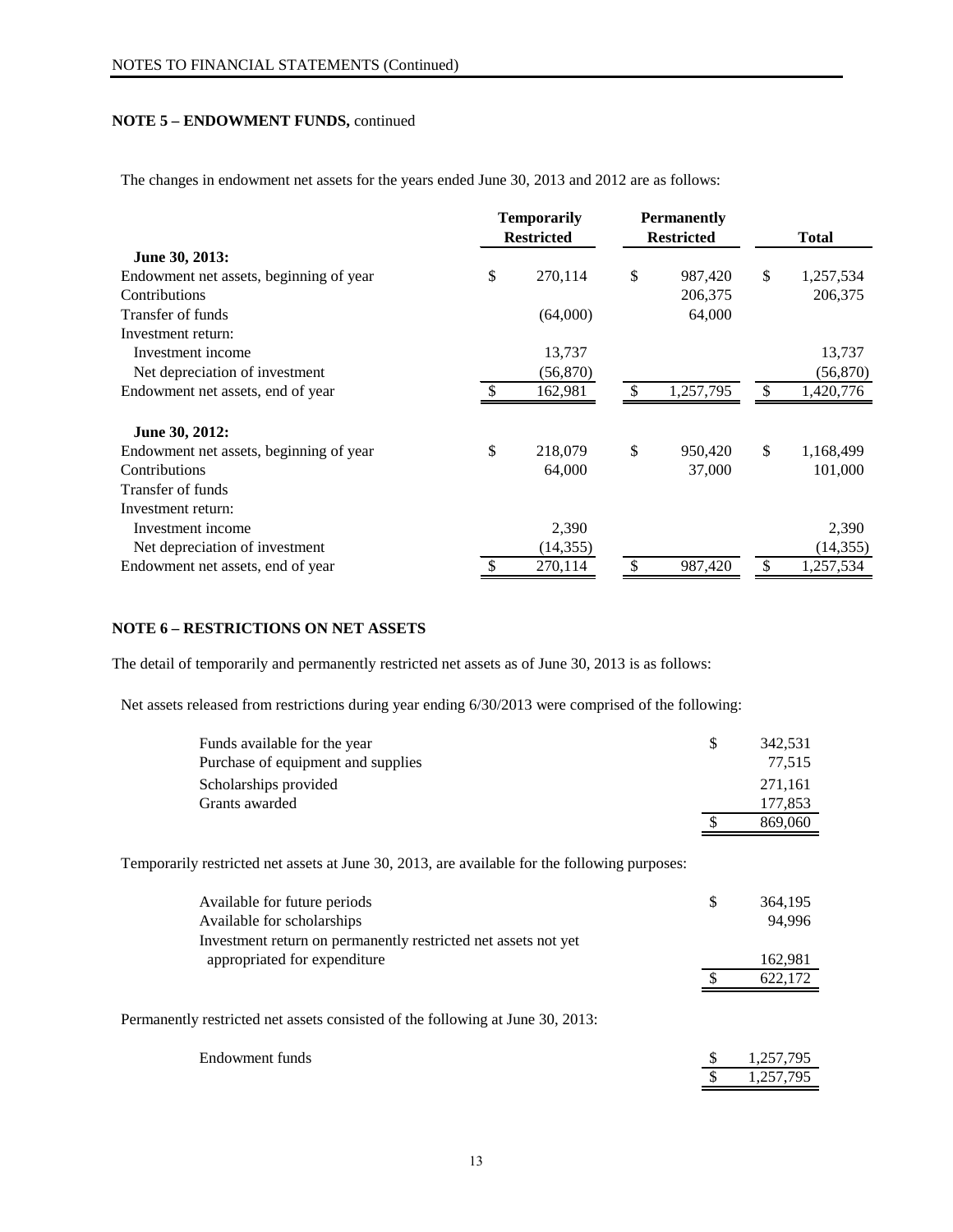## NOTE 5 – ENDOWMENT FUNDS, continued

The changes in endowment net assets for the years ended June 30, 2013 and 2012 are as follows:

| | Temporarily Restricted | Permanently Restricted | Total |
|---|---|---|---|
| **June 30, 2013:** | | | |
| Endowment net assets, beginning of year | $ 270,114 | $ 987,420 | $ 1,257,534 |
| Contributions | | 206,375 | 206,375 |
| Transfer of funds | (64,000) | 64,000 | |
| Investment return: | | | |
| Investment income | 13,737 | | 13,737 |
| Net depreciation of investment | (56,870) | | (56,870) |
| Endowment net assets, end of year | $ 162,981 | $ 1,257,795 | $ 1,420,776 |
| **June 30, 2012:** | | | |
| Endowment net assets, beginning of year | $ 218,079 | $ 950,420 | $ 1,168,499 |
| Contributions | 64,000 | 37,000 | 101,000 |
| Transfer of funds | | | |
| Investment return: | | | |
| Investment income | 2,390 | | 2,390 |
| Net depreciation of investment | (14,355) | | (14,355) |
| Endowment net assets, end of year | $ 270,114 | $ 987,420 | $ 1,257,534 |

## NOTE 6 – RESTRICTIONS ON NET ASSETS

The detail of temporarily and permanently restricted net assets as of June 30, 2013 is as follows:

Net assets released from restrictions during year ending 6/30/2013 were comprised of the following:

| | |
|---|---|
| Funds available for the year | $ 342,531 |
| Purchase of equipment and supplies | 77,515 |
| Scholarships provided | 271,161 |
| Grants awarded | 177,853 |
| | $ 869,060 |

Temporarily restricted net assets at June 30, 2013, are available for the following purposes:

| | |
|---|---|
| Available for future periods | $ 364,195 |
| Available for scholarships | 94,996 |
| Investment return on permanently restricted net assets not yet appropriated for expenditure | 162,981 |
| | $ 622,172 |

Permanently restricted net assets consisted of the following at June 30, 2013:

| | |
|---|---|
| Endowment funds | $ 1,257,795 |
| | $ 1,257,795 |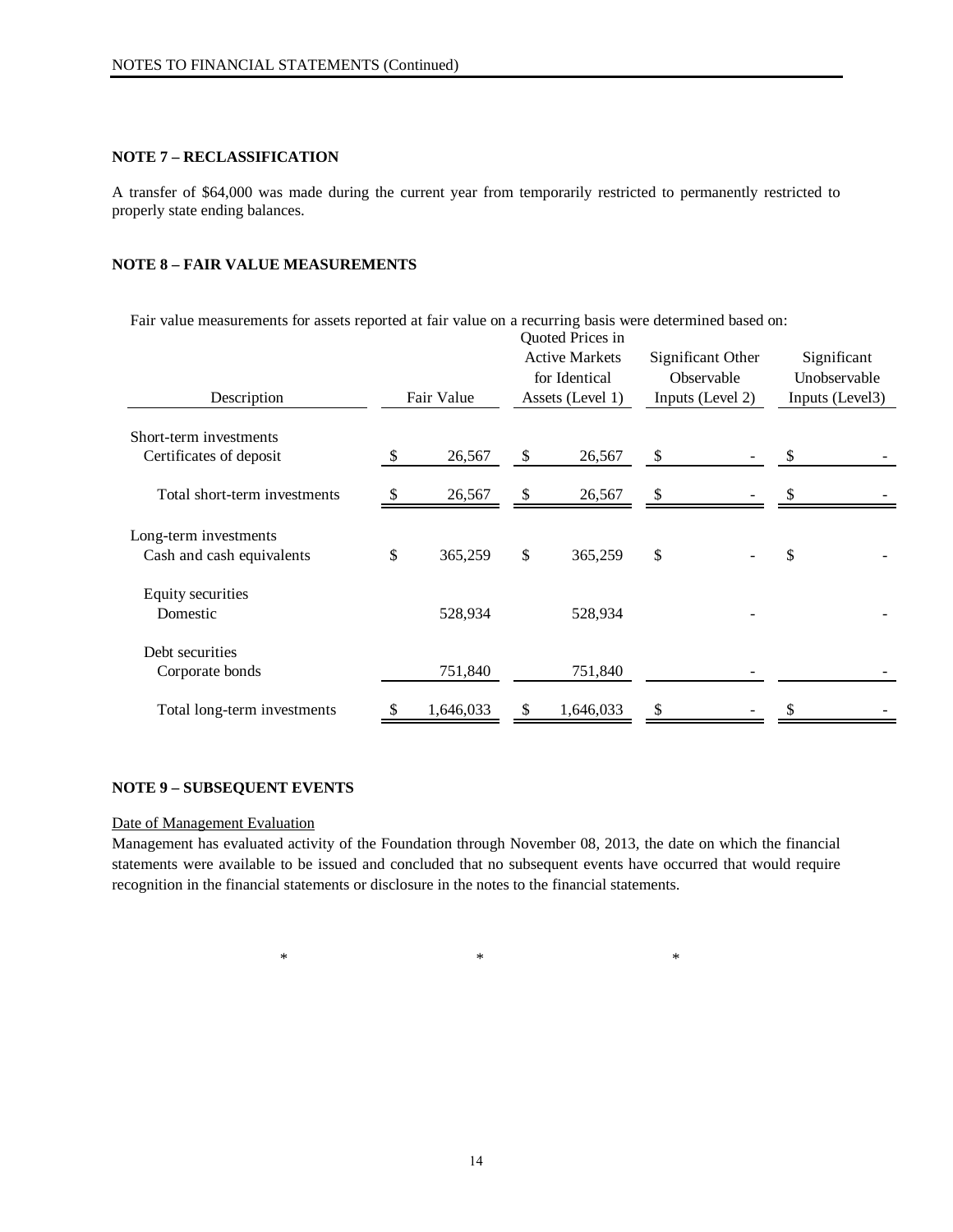NOTES TO FINANCIAL STATEMENTS (Continued)

**NOTE 7 – RECLASSIFICATION**

A transfer of $64,000 was made during the current year from temporarily restricted to permanently restricted to properly state ending balances.

**NOTE 8 – FAIR VALUE MEASUREMENTS**

Fair value measurements for assets reported at fair value on a recurring basis were determined based on:

| Description | Fair Value | Quoted Prices in Active Markets for Identical Assets (Level 1) | Significant Other Observable Inputs (Level 2) | Significant Unobservable Inputs (Level3) |
|---|---|---|---|---|
| Short-term investments | | | | |
| Certificates of deposit | $ 26,567 | $ 26,567 | $ - | $ - |
| Total short-term investments | $ 26,567 | $ 26,567 | $ - | $ - |
| Long-term investments | | | | |
| Cash and cash equivalents | $ 365,259 | $ 365,259 | $ - | $ - |
| Equity securities | | | | |
| Domestic | 528,934 | 528,934 | - | - |
| Debt securities | | | | |
| Corporate bonds | 751,840 | 751,840 | - | - |
| Total long-term investments | $ 1,646,033 | $ 1,646,033 | $ - | $ - |

**NOTE 9 – SUBSEQUENT EVENTS**

Date of Management Evaluation

Management has evaluated activity of the Foundation through November 08, 2013, the date on which the financial statements were available to be issued and concluded that no subsequent events have occurred that would require recognition in the financial statements or disclosure in the notes to the financial statements.

\* \* \*